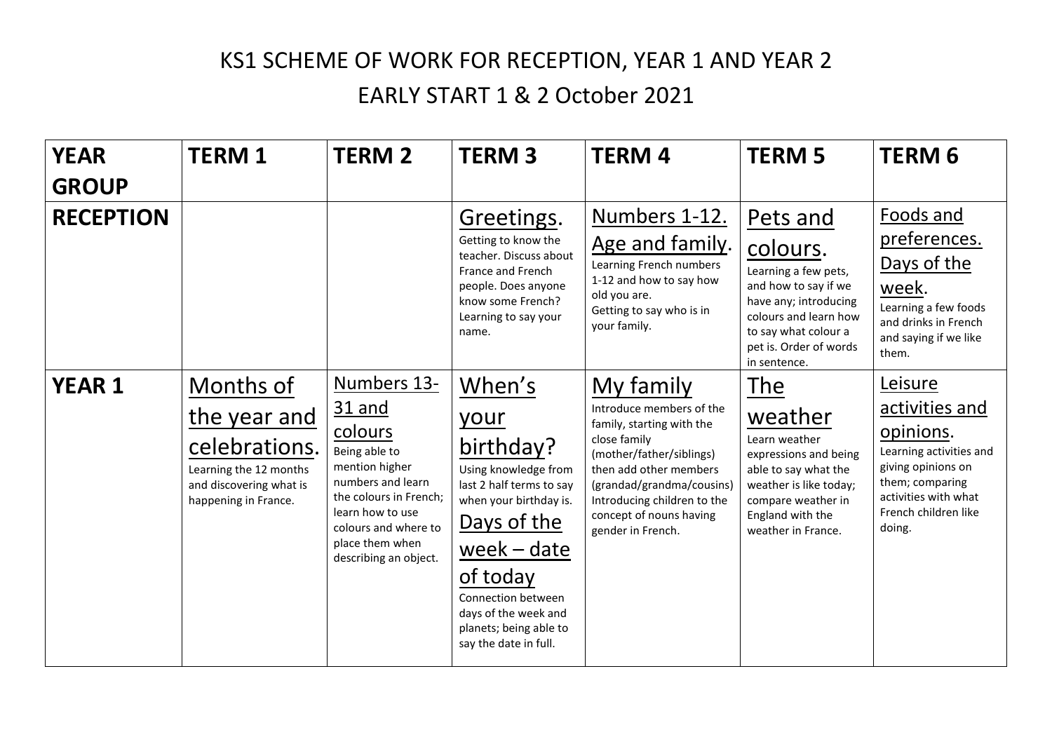# KS1 SCHEME OF WORK FOR RECEPTION, YEAR 1 AND YEAR 2

## EARLY START 1 & 2 October 2021

| YEAR GROUP | TERM 1 | TERM 2 | TERM 3 | TERM 4 | TERM 5 | TERM 6 |
|---|---|---|---|---|---|---|
| **RECEPTION** | | | Greetings. Getting to know the teacher. Discuss about France and French people. Does anyone know some French? Learning to say your name. | Numbers 1-12. Age and family. Learning French numbers 1-12 and how to say how old you are. Getting to say who is in your family. | Pets and colours. Learning a few pets, and how to say if we have any; introducing colours and learn how to say what colour a pet is. Order of words in sentence. | Foods and preferences. Days of the week. Learning a few foods and drinks in French and saying if we like them. |
| **YEAR 1** | Months of the year and celebrations. Learning the 12 months and discovering what is happening in France. | Numbers 13-31 and colours. Being able to mention higher numbers and learn the colours in French; learn how to use colours and where to place them when describing an object. | When's your birthday? Using knowledge from last 2 half terms to say when your birthday is. Days of the week – date of today. Connection between days of the week and planets; being able to say the date in full. | My family. Introduce members of the family, starting with the close family (mother/father/siblings) then add other members (grandad/grandma/cousins) Introducing children to the concept of nouns having gender in French. | The weather. Learn weather expressions and being able to say what the weather is like today; compare weather in England with the weather in France. | Leisure activities and opinions. Learning activities and giving opinions on them; comparing activities with what French children like doing. |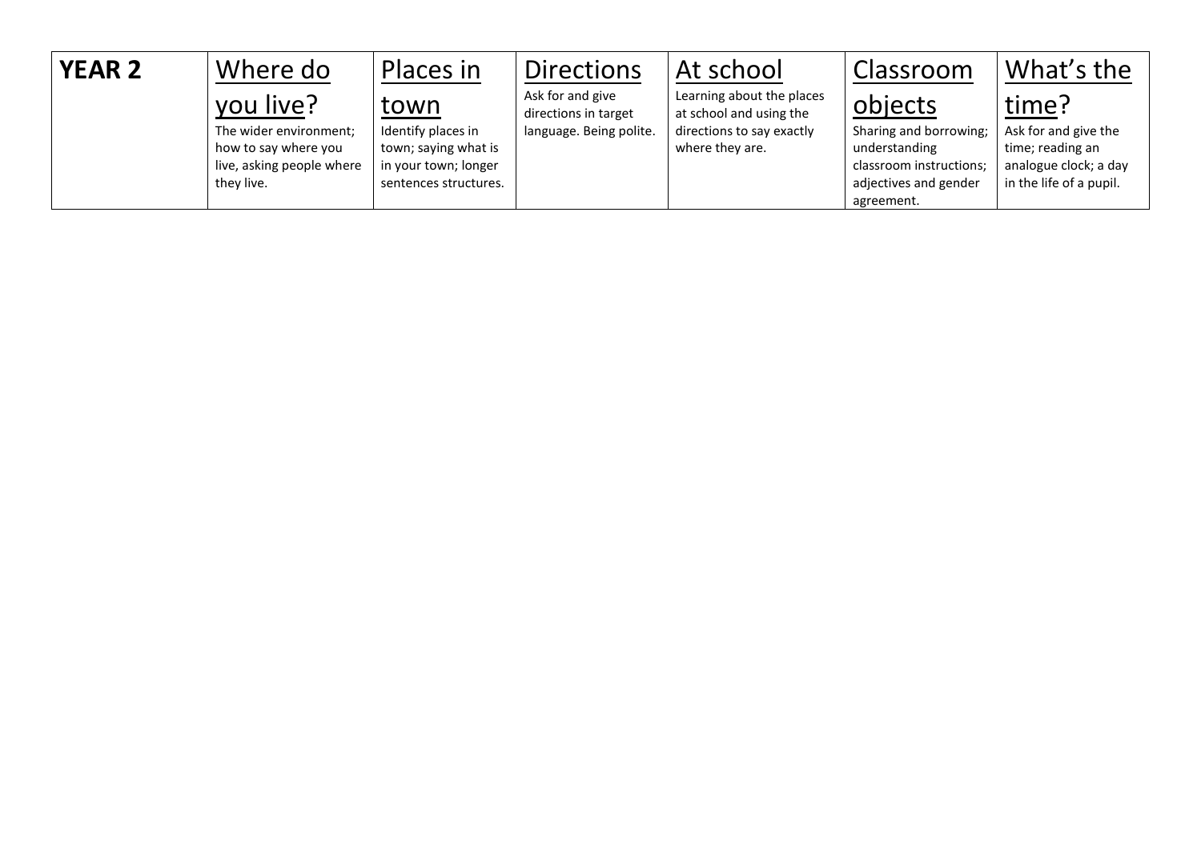| | | | | | | |
|---|---|---|---|---|---|---|
| **YEAR 2** | <u>Where do you live</u>? The wider environment; how to say where you live, asking people where they live. | <u>Places in town</u> Identify places in town; saying what is in your town; longer sentences structures. | <u>Directions</u> Ask for and give directions in target language. Being polite. | <u>At school</u> Learning about the places at school and using the directions to say exactly where they are. | <u>Classroom objects</u> Sharing and borrowing; understanding classroom instructions; adjectives and gender agreement. | <u>What's the time</u>? Ask for and give the time; reading an analogue clock; a day in the life of a pupil. |